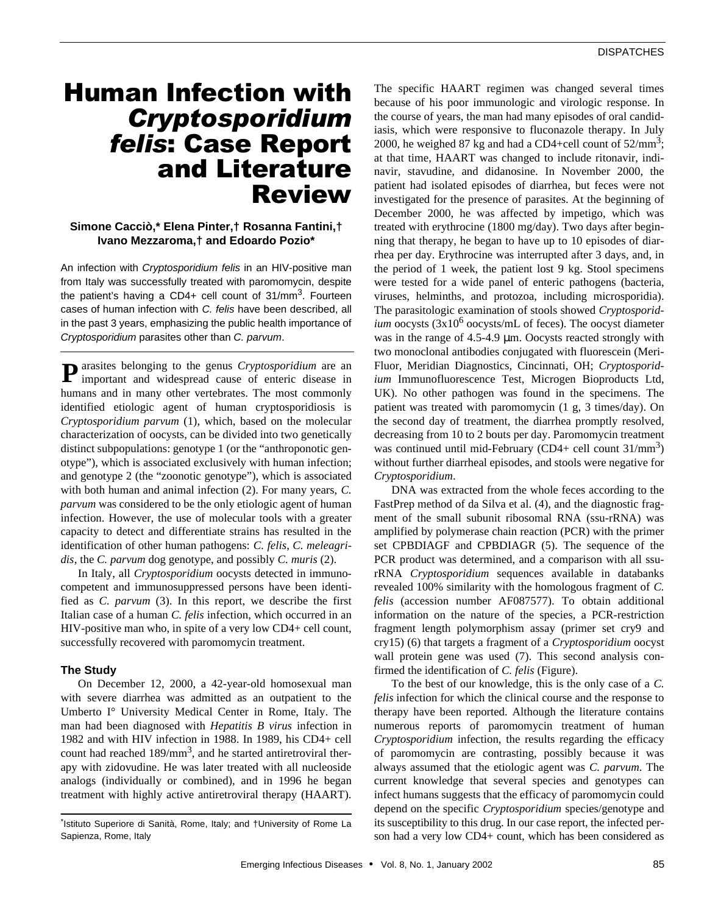# Human Infection with *Cryptosporidium felis*: Case Report and Literature Review

**Simone Cacciò,* Elena Pinter,† Rosanna Fantini,† Ivano Mezzaroma,† and Edoardo Pozio***

An infection with *Cryptosporidium felis* in an HIV-positive man from Italy was successfully treated with paromomycin, despite the patient's having a CD4+ cell count of 31/mm$^3$. Fourteen cases of human infection with *C. felis* have been described, all in the past 3 years, emphasizing the public health importance of *Cryptosporidium* parasites other than *C. parvum*.

Parasites belonging to the genus *Cryptosporidium* are an important and widespread cause of enteric disease in humans and in many other vertebrates. The most commonly identified etiologic agent of human cryptosporidiosis is *Cryptosporidium parvum* (1), which, based on the molecular characterization of oocysts, can be divided into two genetically distinct subpopulations: genotype 1 (or the "anthroponotic genotype"), which is associated exclusively with human infection; and genotype 2 (the "zoonotic genotype"), which is associated with both human and animal infection (2). For many years, *C. parvum* was considered to be the only etiologic agent of human infection. However, the use of molecular tools with a greater capacity to detect and differentiate strains has resulted in the identification of other human pathogens: *C. felis*, *C. meleagridis*, the *C. parvum* dog genotype, and possibly *C. muris* (2).

In Italy, all *Cryptosporidium* oocysts detected in immunocompetent and immunosuppressed persons have been identified as *C. parvum* (3). In this report, we describe the first Italian case of a human *C. felis* infection, which occurred in an HIV-positive man who, in spite of a very low CD4+ cell count, successfully recovered with paromomycin treatment.

## The Study

On December 12, 2000, a 42-year-old homosexual man with severe diarrhea was admitted as an outpatient to the Umberto I° University Medical Center in Rome, Italy. The man had been diagnosed with *Hepatitis B virus* infection in 1982 and with HIV infection in 1988. In 1989, his CD4+ cell count had reached 189/mm$^3$, and he started antiretroviral therapy with zidovudine. He was later treated with all nucleoside analogs (individually or combined), and in 1996 he began treatment with highly active antiretroviral therapy (HAART). The specific HAART regimen was changed several times because of his poor immunologic and virologic response. In the course of years, the man had many episodes of oral candidiasis, which were responsive to fluconazole therapy. In July 2000, he weighed 87 kg and had a CD4+cell count of 52/mm$^3$; at that time, HAART was changed to include ritonavir, indinavir, stavudine, and didanosine. In November 2000, the patient had isolated episodes of diarrhea, but feces were not investigated for the presence of parasites. At the beginning of December 2000, he was affected by impetigo, which was treated with erythrocine (1800 mg/day). Two days after beginning that therapy, he began to have up to 10 episodes of diarrhea per day. Erythrocine was interrupted after 3 days, and, in the period of 1 week, the patient lost 9 kg. Stool specimens were tested for a wide panel of enteric pathogens (bacteria, viruses, helminths, and protozoa, including microsporidia). The parasitologic examination of stools showed *Cryptosporidium* oocysts ($3x10^6$ oocysts/mL of feces). The oocyst diameter was in the range of 4.5-4.9 µm. Oocysts reacted strongly with two monoclonal antibodies conjugated with fluorescein (Meri-Fluor, Meridian Diagnostics, Cincinnati, OH; *Cryptosporidium* Immunofluorescence Test, Microgen Bioproducts Ltd, UK). No other pathogen was found in the specimens. The patient was treated with paromomycin (1 g, 3 times/day). On the second day of treatment, the diarrhea promptly resolved, decreasing from 10 to 2 bouts per day. Paromomycin treatment was continued until mid-February (CD4+ cell count 31/mm$^3$) without further diarrheal episodes, and stools were negative for *Cryptosporidium*.

DNA was extracted from the whole feces according to the FastPrep method of da Silva et al. (4), and the diagnostic fragment of the small subunit ribosomal RNA (ssu-rRNA) was amplified by polymerase chain reaction (PCR) with the primer set CPBDIAGF and CPBDIAGR (5). The sequence of the PCR product was determined, and a comparison with all ssu-rRNA *Cryptosporidium* sequences available in databanks revealed 100% similarity with the homologous fragment of *C. felis* (accession number AF087577). To obtain additional information on the nature of the species, a PCR-restriction fragment length polymorphism assay (primer set cry9 and cry15) (6) that targets a fragment of a *Cryptosporidium* oocyst wall protein gene was used (7). This second analysis confirmed the identification of *C. felis* (Figure).

To the best of our knowledge, this is the only case of a *C. felis* infection for which the clinical course and the response to therapy have been reported. Although the literature contains numerous reports of paromomycin treatment of human *Cryptosporidium* infection, the results regarding the efficacy of paromomycin are contrasting, possibly because it was always assumed that the etiologic agent was *C. parvum*. The current knowledge that several species and genotypes can infect humans suggests that the efficacy of paromomycin could depend on the specific *Cryptosporidium* species/genotype and its susceptibility to this drug. In our case report, the infected person had a very low CD4+ count, which has been considered as

*Istituto Superiore di Sanità, Rome, Italy; and †University of Rome La Sapienza, Rome, Italy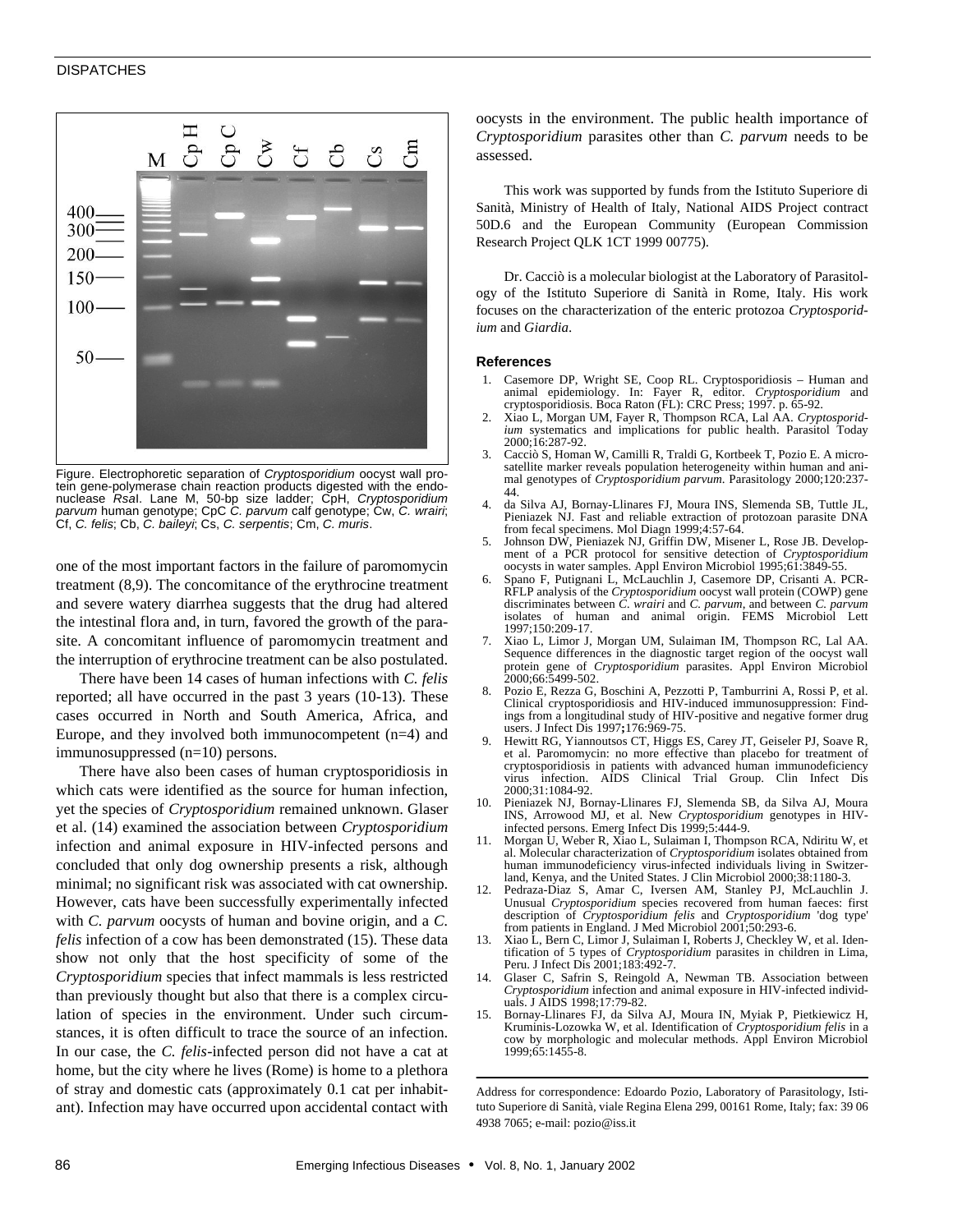M Cp H Cp C Cw Cf Cb Cs Cm

400
300
200
150
100
50

Figure. Electrophoretic separation of *Cryptosporidium* oocyst wall protein gene-polymerase chain reaction products digested with the endonuclease *Rsa*I. Lane M, 50-bp size ladder; CpH, *Cryptosporidium parvum* human genotype; CpC *C. parvum* calf genotype; Cw, *C. wrairi*; Cf, *C. felis*; Cb, *C. baileyi*; Cs, *C. serpentis*; Cm, *C. muris*.

one of the most important factors in the failure of paromomycin treatment (8,9). The concomitance of the erythrocine treatment and severe watery diarrhea suggests that the drug had altered the intestinal flora and, in turn, favored the growth of the parasite. A concomitant influence of paromomycin treatment and the interruption of erythrocine treatment can be also postulated.

There have been 14 cases of human infections with *C. felis* reported; all have occurred in the past 3 years (10-13). These cases occurred in North and South America, Africa, and Europe, and they involved both immunocompetent (n=4) and immunosuppressed (n=10) persons.

There have also been cases of human cryptosporidiosis in which cats were identified as the source for human infection, yet the species of *Cryptosporidium* remained unknown. Glaser et al. (14) examined the association between *Cryptosporidium* infection and animal exposure in HIV-infected persons and concluded that only dog ownership presents a risk, although minimal; no significant risk was associated with cat ownership. However, cats have been successfully experimentally infected with *C. parvum* oocysts of human and bovine origin, and a *C. felis* infection of a cow has been demonstrated (15). These data show not only that the host specificity of some of the *Cryptosporidium* species that infect mammals is less restricted than previously thought but also that there is a complex circulation of species in the environment. Under such circumstances, it is often difficult to trace the source of an infection. In our case, the *C. felis*-infected person did not have a cat at home, but the city where he lives (Rome) is home to a plethora of stray and domestic cats (approximately 0.1 cat per inhabitant). Infection may have occurred upon accidental contact with oocysts in the environment. The public health importance of *Cryptosporidium* parasites other than *C. parvum* needs to be assessed.

This work was supported by funds from the Istituto Superiore di Sanità, Ministry of Health of Italy, National AIDS Project contract 50D.6 and the European Community (European Commission Research Project QLK 1CT 1999 00775).

Dr. Cacciò is a molecular biologist at the Laboratory of Parasitology of the Istituto Superiore di Sanità in Rome, Italy. His work focuses on the characterization of the enteric protozoa *Cryptosporidium* and *Giardia*.

## References

1. Casemore DP, Wright SE, Coop RL. Cryptosporidiosis – Human and animal epidemiology. In: Fayer R, editor. *Cryptosporidium* and cryptosporidiosis. Boca Raton (FL): CRC Press; 1997. p. 65-92.
2. Xiao L, Morgan UM, Fayer R, Thompson RCA, Lal AA. *Cryptosporidium* systematics and implications for public health. Parasitol Today 2000;16:287-92.
3. Cacciò S, Homan W, Camilli R, Traldi G, Kortbeek T, Pozio E. A microsatellite marker reveals population heterogeneity within human and animal genotypes of *Cryptosporidium parvum*. Parasitology 2000;120:237-44.
4. da Silva AJ, Bornay-Llinares FJ, Moura INS, Slemenda SB, Tuttle JL, Pieniazek NJ. Fast and reliable extraction of protozoan parasite DNA from fecal specimens. Mol Diagn 1999;4:57-64.
5. Johnson DW, Pieniazek NJ, Griffin DW, Misener L, Rose JB. Development of a PCR protocol for sensitive detection of *Cryptosporidium* oocysts in water samples. Appl Environ Microbiol 1995;61:3849-55.
6. Spano F, Putignani L, McLauchlin J, Casemore DP, Crisanti A. PCR-RFLP analysis of the *Cryptosporidium* oocyst wall protein (COWP) gene discriminates between *C. wrairi* and *C. parvum*, and between *C. parvum* isolates of human and animal origin. FEMS Microbiol Lett 1997;150:209-17.
7. Xiao L, Limor J, Morgan UM, Sulaiman IM, Thompson RC, Lal AA. Sequence differences in the diagnostic target region of the oocyst wall protein gene of *Cryptosporidium* parasites. Appl Environ Microbiol 2000;66:5499-502.
8. Pozio E, Rezza G, Boschini A, Pezzotti P, Tamburrini A, Rossi P, et al. Clinical cryptosporidiosis and HIV-induced immunosuppression: Findings from a longitudinal study of HIV-positive and negative former drug users. J Infect Dis 1997**;**176:969-75.
9. Hewitt RG, Yiannoutsos CT, Higgs ES, Carey JT, Geiseler PJ, Soave R, et al. Paromomycin: no more effective than placebo for treatment of cryptosporidiosis in patients with advanced human immunodeficiency virus infection. AIDS Clinical Trial Group. Clin Infect Dis 2000;31:1084-92.
10. Pieniazek NJ, Bornay-Llinares FJ, Slemenda SB, da Silva AJ, Moura INS, Arrowood MJ, et al. New *Cryptosporidium* genotypes in HIV-infected persons. Emerg Infect Dis 1999;5:444-9.
11. Morgan U, Weber R, Xiao L, Sulaiman I, Thompson RCA, Ndiritu W, et al. Molecular characterization of *Cryptosporidium* isolates obtained from human immunodeficiency virus-infected individuals living in Switzerland, Kenya, and the United States. J Clin Microbiol 2000;38:1180-3.
12. Pedraza-Diaz S, Amar C, Iversen AM, Stanley PJ, McLauchlin J. Unusual *Cryptosporidium* species recovered from human faeces: first description of *Cryptosporidium felis* and *Cryptosporidium* 'dog type' from patients in England. J Med Microbiol 2001;50:293-6.
13. Xiao L, Bern C, Limor J, Sulaiman I, Roberts J, Checkley W, et al. Identification of 5 types of *Cryptosporidium* parasites in children in Lima, Peru. J Infect Dis 2001;183:492-7.
14. Glaser C, Safrin S, Reingold A, Newman TB. Association between *Cryptosporidium* infection and animal exposure in HIV-infected individuals. J AIDS 1998;17:79-82.
15. Bornay-Llinares FJ, da Silva AJ, Moura IN, Myiak P, Pietkiewicz H, Kruminis-Lozowka W, et al. Identification of *Cryptosporidium felis* in a cow by morphologic and molecular methods. Appl Environ Microbiol 1999;65:1455-8.

Address for correspondence: Edoardo Pozio, Laboratory of Parasitology, Istituto Superiore di Sanità, viale Regina Elena 299, 00161 Rome, Italy; fax: 39 06 4938 7065; e-mail: pozio@iss.it